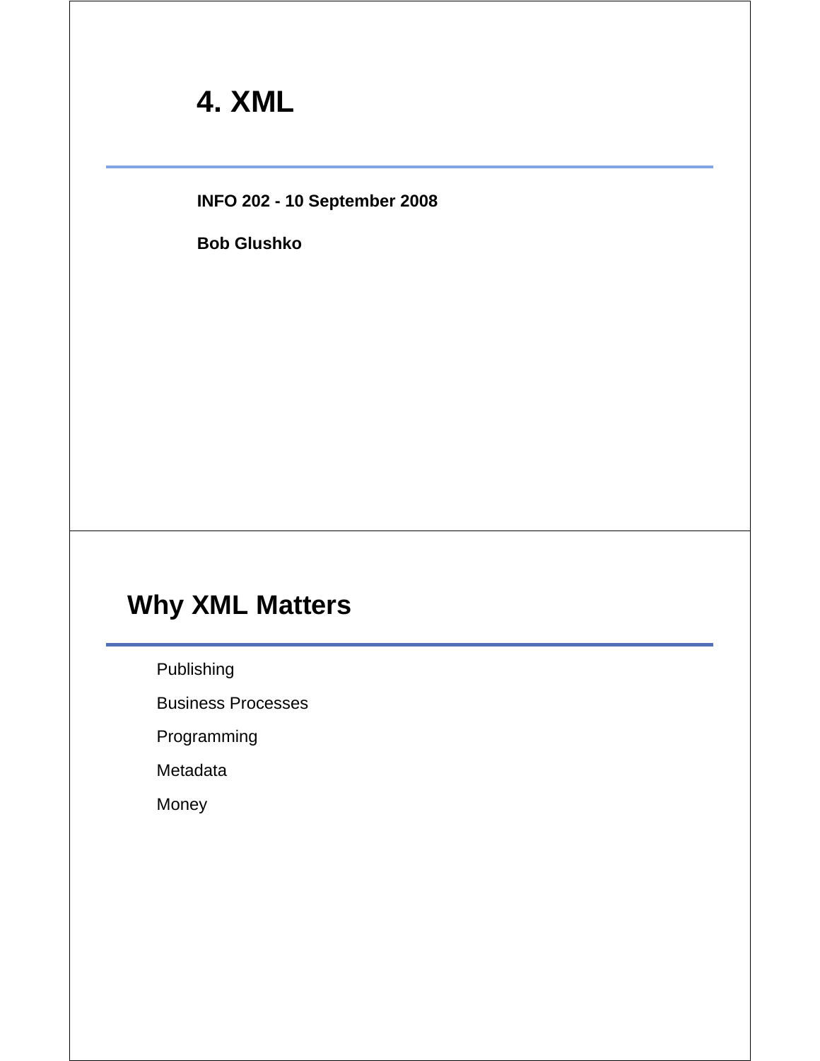# 4. XML

**INFO 202 - 10 September 2008**

**Bob Glushko**

## Why XML Matters

- Publishing
- Business Processes
- Programming
- Metadata
- Money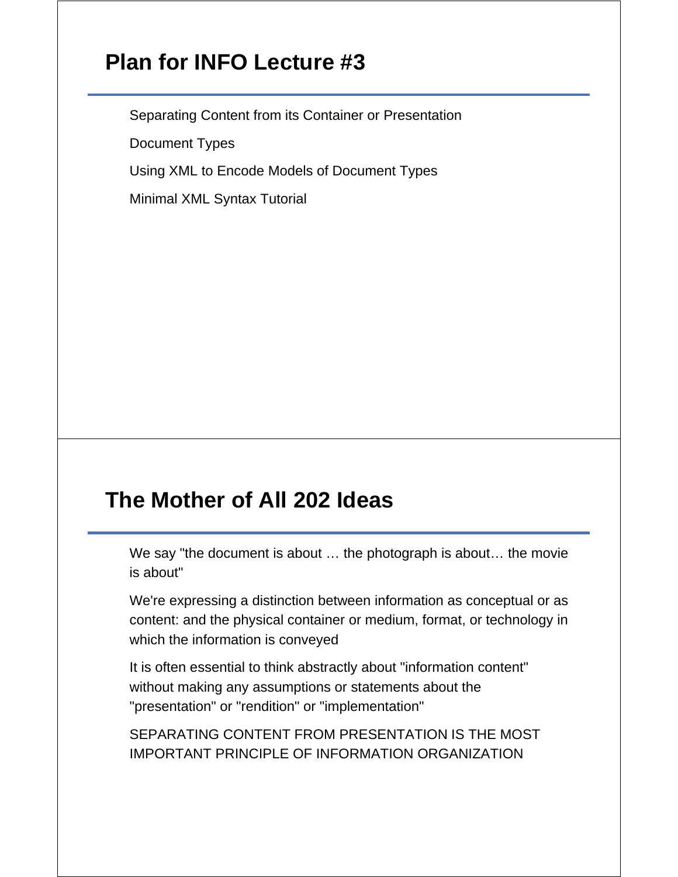## Plan for INFO Lecture #3

Separating Content from its Container or Presentation

Document Types

Using XML to Encode Models of Document Types

Minimal XML Syntax Tutorial

## The Mother of All 202 Ideas

We say "the document is about … the photograph is about… the movie is about"

We're expressing a distinction between information as conceptual or as content: and the physical container or medium, format, or technology in which the information is conveyed

It is often essential to think abstractly about "information content" without making any assumptions or statements about the "presentation" or "rendition" or "implementation"

SEPARATING CONTENT FROM PRESENTATION IS THE MOST IMPORTANT PRINCIPLE OF INFORMATION ORGANIZATION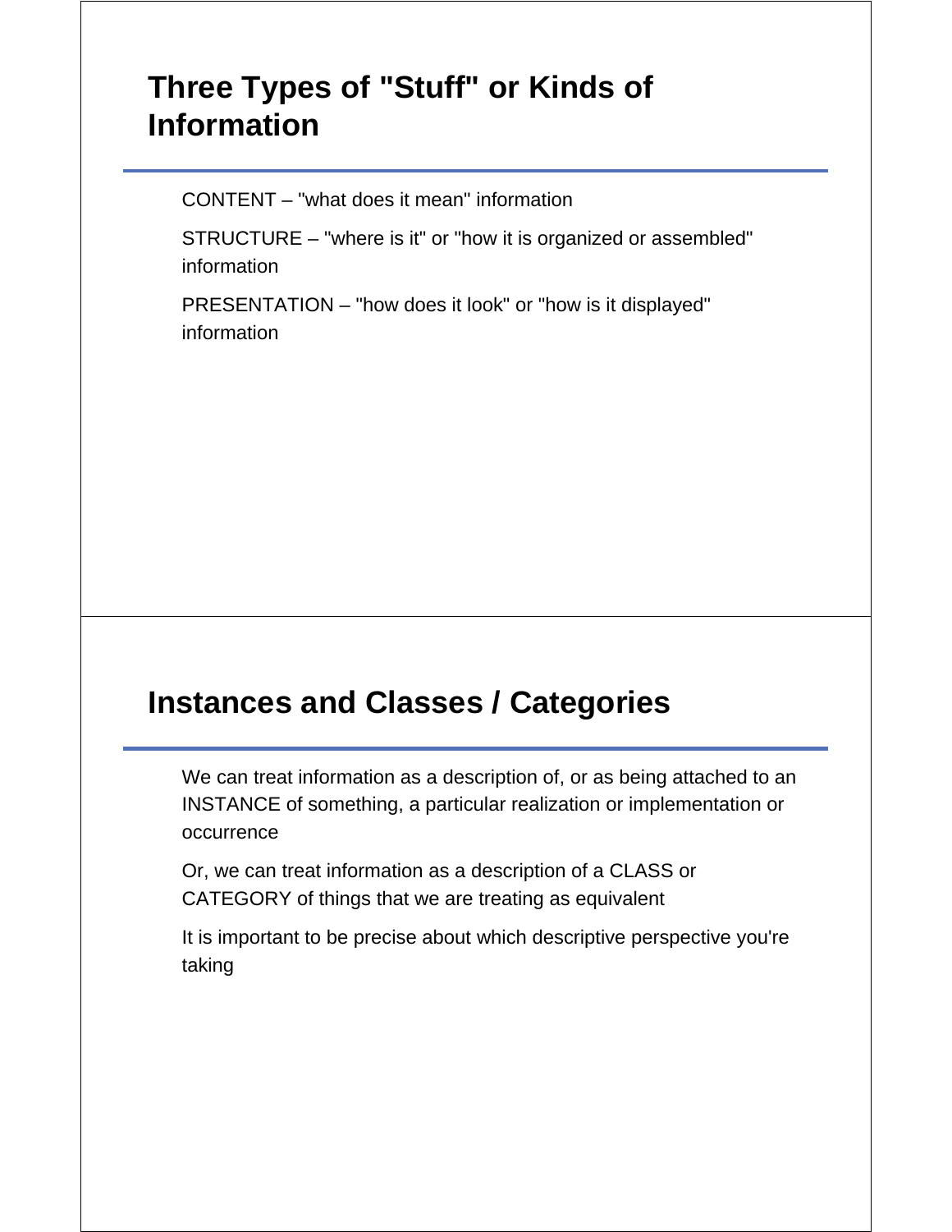## Three Types of "Stuff" or Kinds of Information

CONTENT – "what does it mean" information

STRUCTURE – "where is it" or "how it is organized or assembled" information

PRESENTATION – "how does it look" or "how is it displayed" information

## Instances and Classes / Categories

We can treat information as a description of, or as being attached to an INSTANCE of something, a particular realization or implementation or occurrence

Or, we can treat information as a description of a CLASS or CATEGORY of things that we are treating as equivalent

It is important to be precise about which descriptive perspective you're taking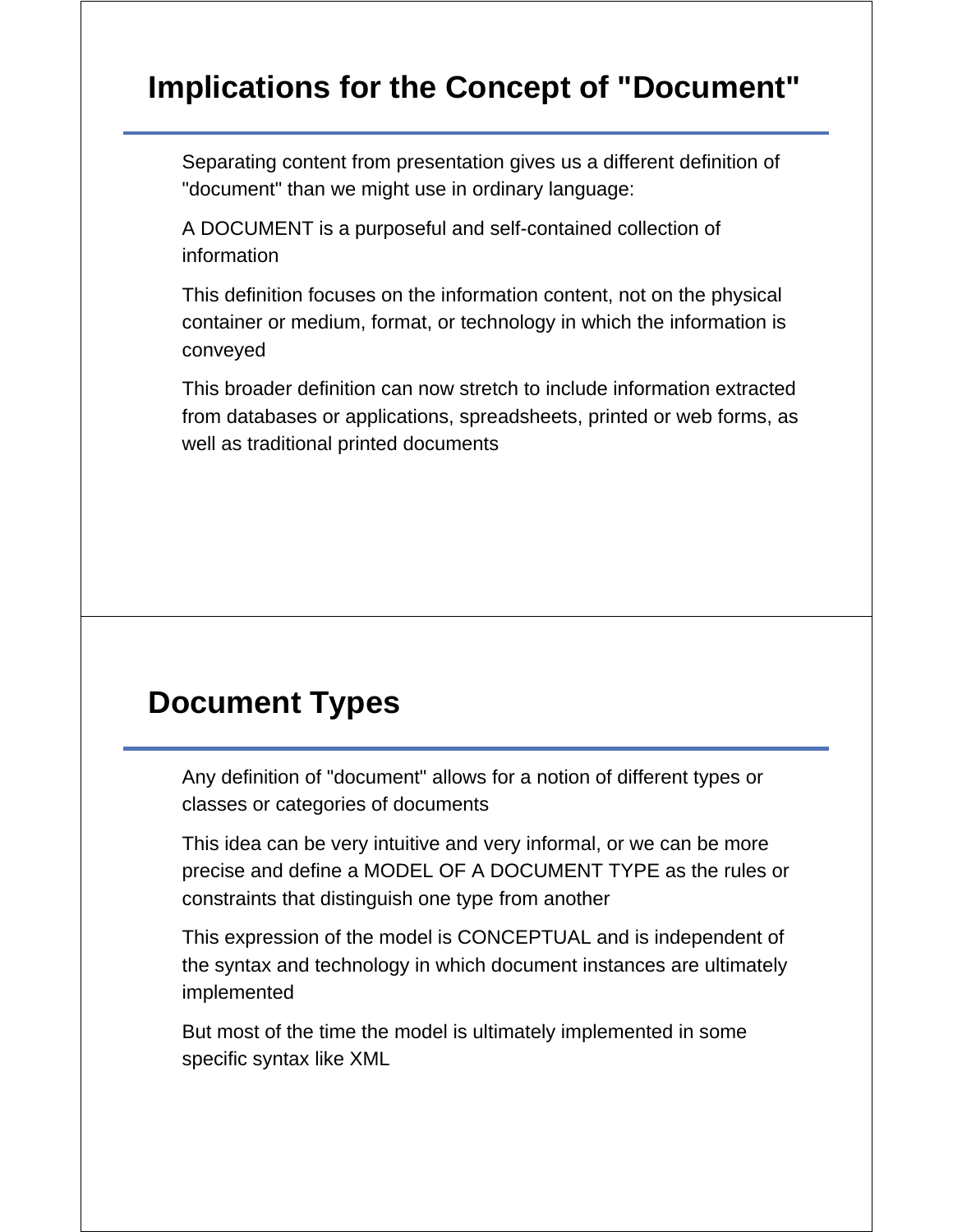## Implications for the Concept of "Document"

Separating content from presentation gives us a different definition of "document" than we might use in ordinary language:

A DOCUMENT is a purposeful and self-contained collection of information

This definition focuses on the information content, not on the physical container or medium, format, or technology in which the information is conveyed

This broader definition can now stretch to include information extracted from databases or applications, spreadsheets, printed or web forms, as well as traditional printed documents

## Document Types

Any definition of "document" allows for a notion of different types or classes or categories of documents

This idea can be very intuitive and very informal, or we can be more precise and define a MODEL OF A DOCUMENT TYPE as the rules or constraints that distinguish one type from another

This expression of the model is CONCEPTUAL and is independent of the syntax and technology in which document instances are ultimately implemented

But most of the time the model is ultimately implemented in some specific syntax like XML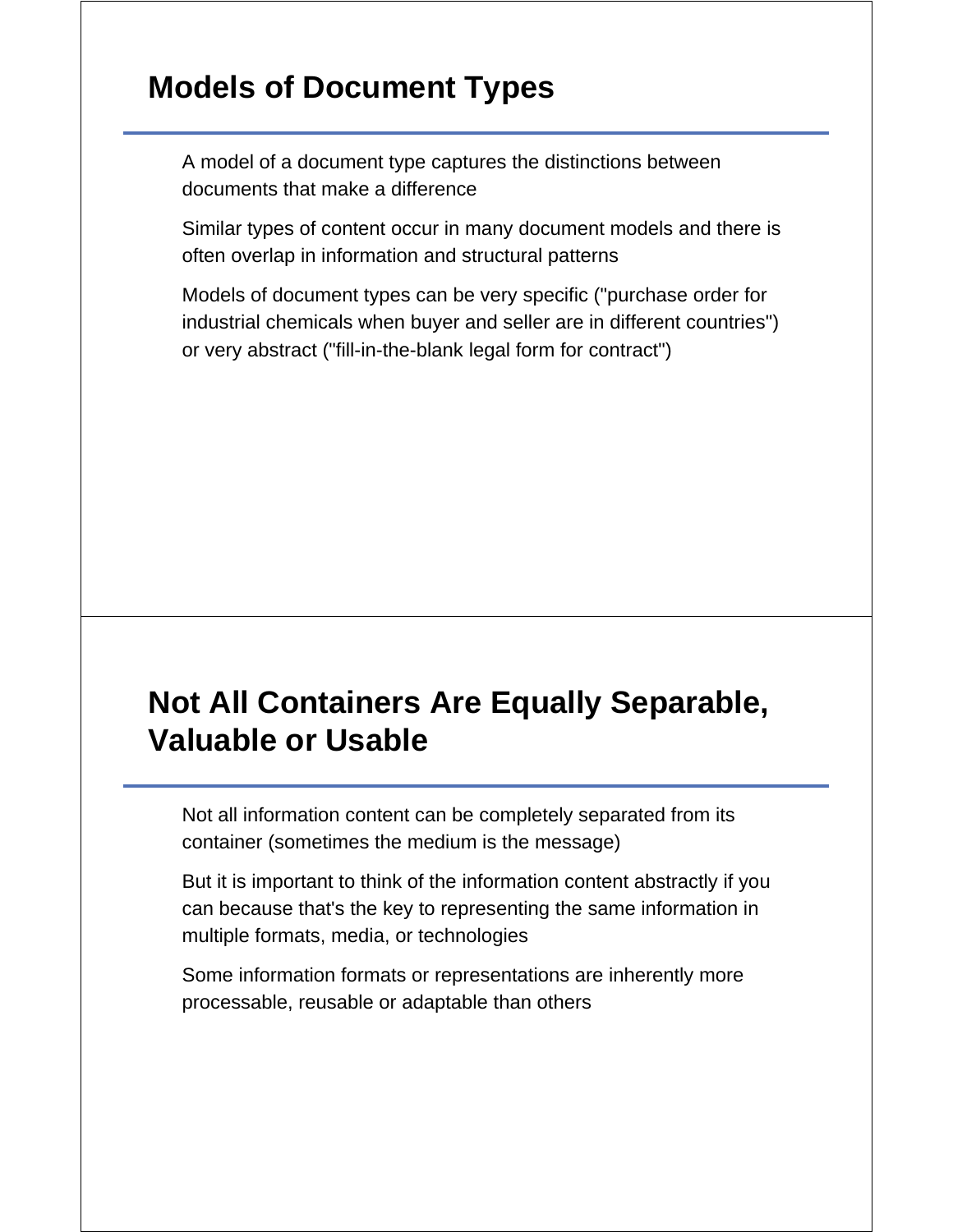## Models of Document Types

A model of a document type captures the distinctions between documents that make a difference

Similar types of content occur in many document models and there is often overlap in information and structural patterns

Models of document types can be very specific ("purchase order for industrial chemicals when buyer and seller are in different countries") or very abstract ("fill-in-the-blank legal form for contract")

## Not All Containers Are Equally Separable, Valuable or Usable

Not all information content can be completely separated from its container (sometimes the medium is the message)

But it is important to think of the information content abstractly if you can because that's the key to representing the same information in multiple formats, media, or technologies

Some information formats or representations are inherently more processable, reusable or adaptable than others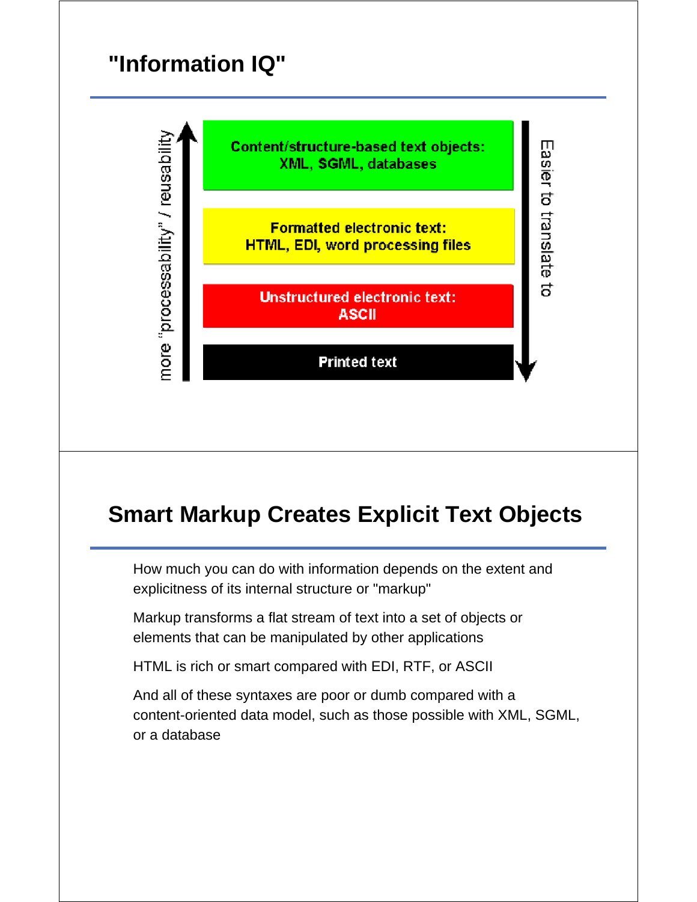# "Information IQ"

more "processability" / reusability ↑

**Content/structure-based text objects: XML, SGML, databases**

**Formatted electronic text: HTML, EDI, word processing files**

**Unstructured electronic text: ASCII**

**Printed text**

Easier to translate to ↓

# Smart Markup Creates Explicit Text Objects

How much you can do with information depends on the extent and explicitness of its internal structure or "markup"

Markup transforms a flat stream of text into a set of objects or elements that can be manipulated by other applications

HTML is rich or smart compared with EDI, RTF, or ASCII

And all of these syntaxes are poor or dumb compared with a content-oriented data model, such as those possible with XML, SGML, or a database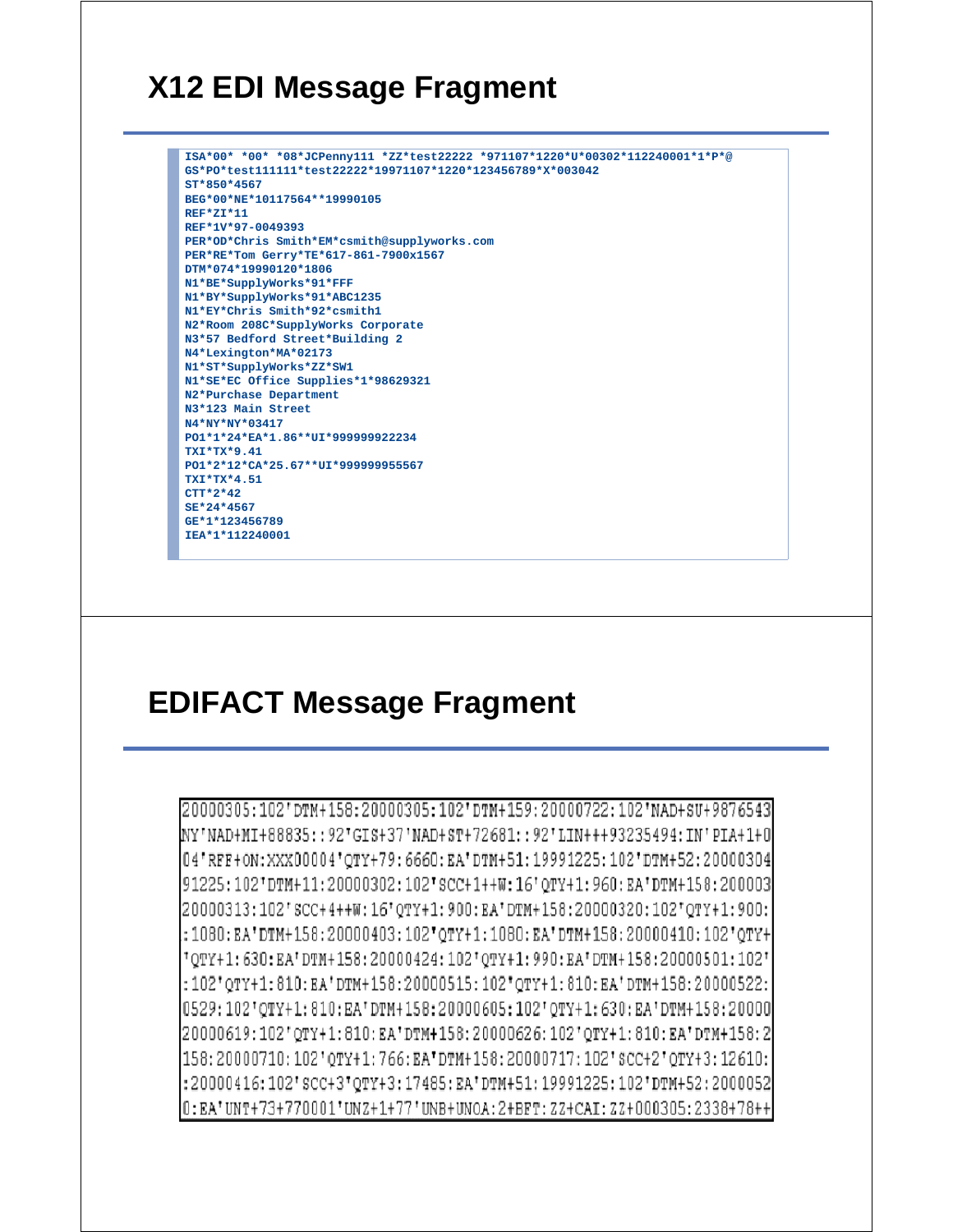# X12 EDI Message Fragment

```
ISA*00* *00* *08*JCPenny111 *ZZ*test22222 *971107*1220*U*00302*112240001*1*P*@
GS*PO*test111111*test22222*19971107*1220*123456789*X*003042
ST*850*4567
BEG*00*NE*10117564**19990105
REF*ZI*11
REF*1V*97-0049393
PER*OD*Chris Smith*EM*csmith@supplyworks.com
PER*RE*Tom Gerry*TE*617-861-7900x1567
DTM*074*19990120*1806
N1*BE*SupplyWorks*91*FFF
N1*BY*SupplyWorks*91*ABC1235
N1*EY*Chris Smith*92*csmith1
N2*Room 208C*SupplyWorks Corporate
N3*57 Bedford Street*Building 2
N4*Lexington*MA*02173
N1*ST*SupplyWorks*ZZ*SW1
N1*SE*EC Office Supplies*1*98629321
N2*Purchase Department
N3*123 Main Street
N4*NY*NY*03417
PO1*1*24*EA*1.86**UI*999999922234
TXI*TX*9.41
PO1*2*12*CA*25.67**UI*999999955567
TXI*TX*4.51
CTT*2*42
SE*24*4567
GE*1*123456789
IEA*1*112240001
```

# EDIFACT Message Fragment

```
20000305:102'DTM+158:20000305:102'DTM+159:20000722:102'NAD+SU+9876543
NY'NAD+MI+88835::92'GIS+37'NAD+ST+72681::92'LIN+++93235494:IN'PIA+1+0
04'RFF+ON:XXX00004'QTY+79:6660:EA'DTM+51:19991225:102'DTM+52:20000304
91225:102'DTM+11:20000302:102'SCC+1++W:16'QTY+1:960:EA'DTM+158:200003
20000313:102'SCC+4++W:16'QTY+1:900:EA'DTM+158:20000320:102'QTY+1:900:
:1080:EA'DTM+158:20000403:102'QTY+1:1080:EA'DTM+158:20000410:102'QTY+
'QTY+1:630:EA'DTM+158:20000424:102'QTY+1:990:EA'DTM+158:20000501:102'
:102'QTY+1:810:EA'DTM+158:20000515:102'QTY+1:810:EA'DTM+158:20000522:
0529:102'QTY+1:810:EA'DTM+158:20000605:102'QTY+1:630:EA'DTM+158:20000
20000619:102'QTY+1:810:EA'DTM+158:20000626:102'QTY+1:810:EA'DTM+158:2
158:20000710:102'QTY+1:766:EA'DTM+158:20000717:102'SCC+2'QTY+3:12610:
:20000416:102'SCC+3'QTY+3:17485:EA'DTM+51:19991225:102'DTM+52:2000052
0:EA'UNT+73+770001'UNZ+1+77'UNB+UNOA:2+BFT:ZZ+CAI:ZZ+000305:2338+78++
```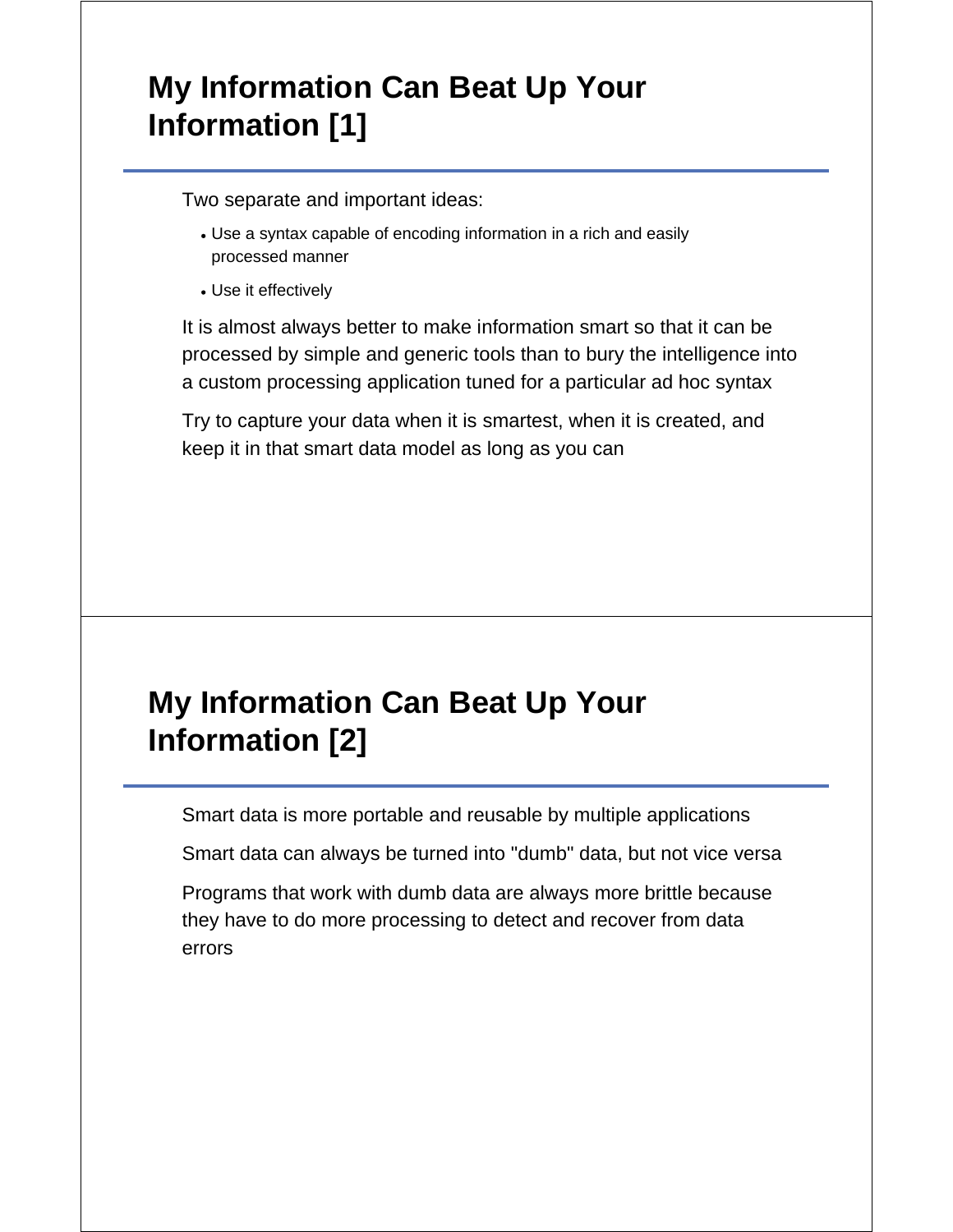## My Information Can Beat Up Your Information [1]

Two separate and important ideas:

- Use a syntax capable of encoding information in a rich and easily processed manner
- Use it effectively

It is almost always better to make information smart so that it can be processed by simple and generic tools than to bury the intelligence into a custom processing application tuned for a particular ad hoc syntax

Try to capture your data when it is smartest, when it is created, and keep it in that smart data model as long as you can

## My Information Can Beat Up Your Information [2]

Smart data is more portable and reusable by multiple applications

Smart data can always be turned into "dumb" data, but not vice versa

Programs that work with dumb data are always more brittle because they have to do more processing to detect and recover from data errors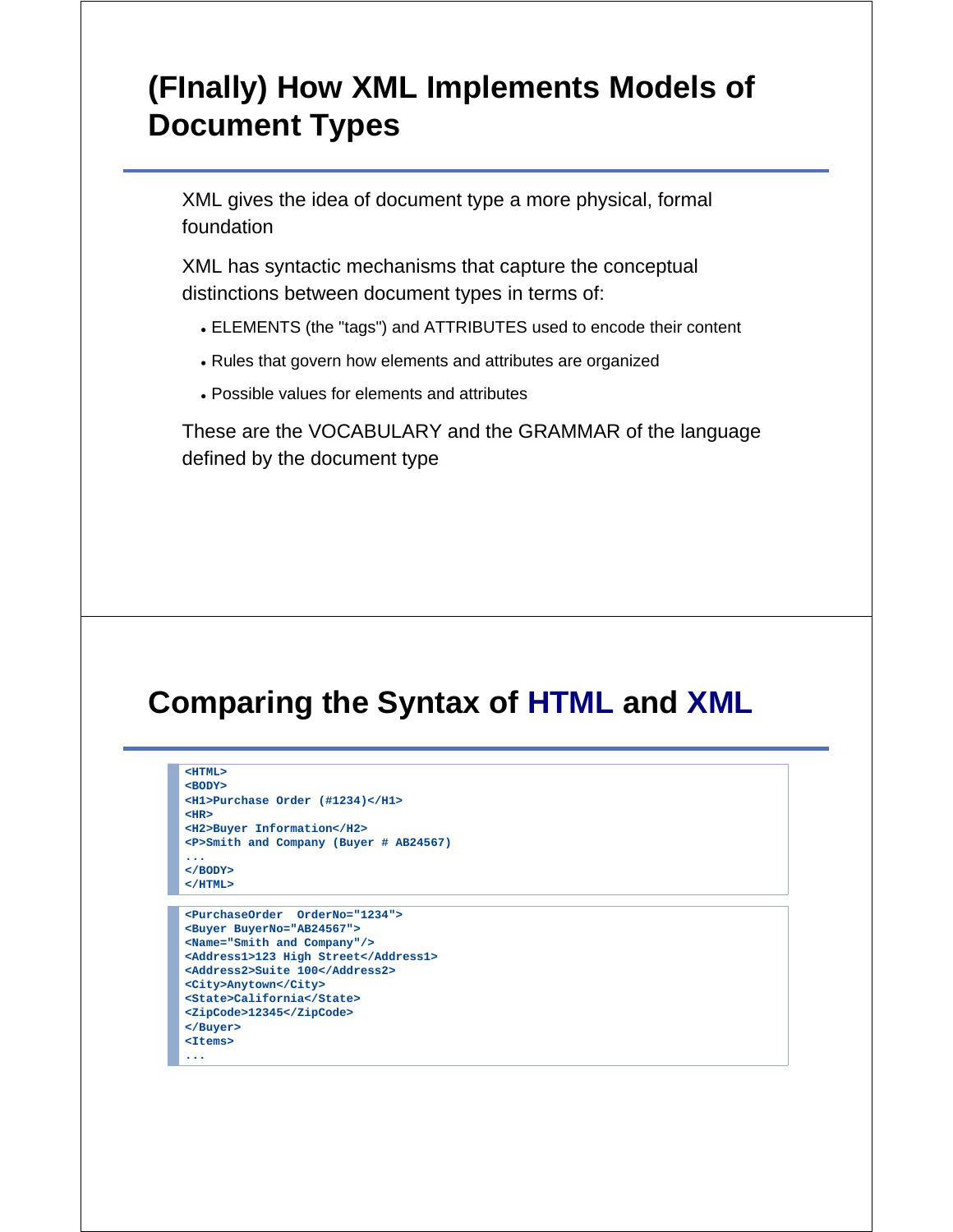# (FInally) How XML Implements Models of Document Types

XML gives the idea of document type a more physical, formal foundation

XML has syntactic mechanisms that capture the conceptual distinctions between document types in terms of:

- ELEMENTS (the "tags") and ATTRIBUTES used to encode their content
- Rules that govern how elements and attributes are organized
- Possible values for elements and attributes

These are the VOCABULARY and the GRAMMAR of the language defined by the document type

# Comparing the Syntax of HTML and XML

```
<HTML>
<BODY>
<H1>Purchase Order (#1234)</H1>
<HR>
<H2>Buyer Information</H2>
<P>Smith and Company (Buyer # AB24567)
...
</BODY>
</HTML>
```

```
<PurchaseOrder  OrderNo="1234">
<Buyer BuyerNo="AB24567">
<Name="Smith and Company"/>
<Address1>123 High Street</Address1>
<Address2>Suite 100</Address2>
<City>Anytown</City>
<State>California</State>
<ZipCode>12345</ZipCode>
</Buyer>
<Items>
...
```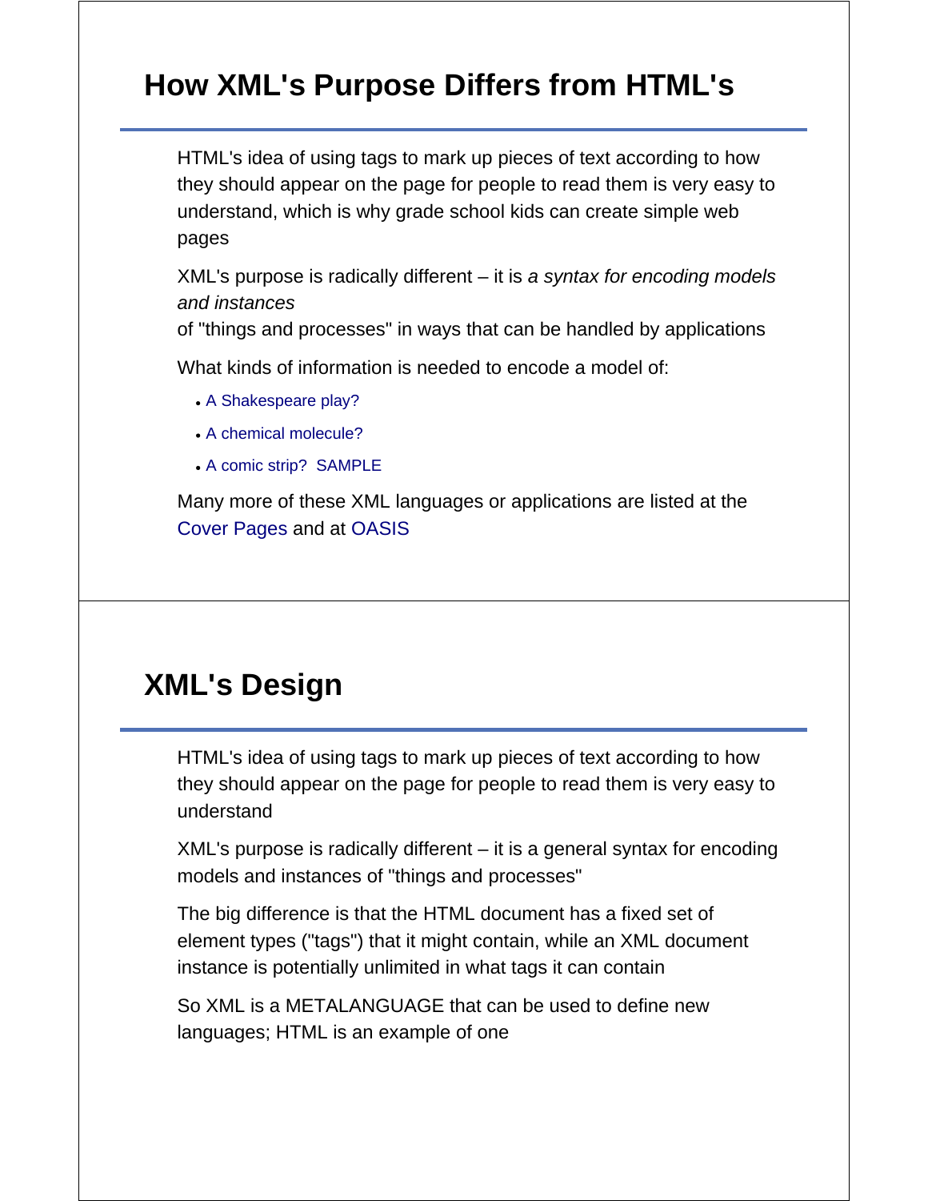## How XML's Purpose Differs from HTML's

HTML's idea of using tags to mark up pieces of text according to how they should appear on the page for people to read them is very easy to understand, which is why grade school kids can create simple web pages

XML's purpose is radically different – it is *a syntax for encoding models and instances*
of "things and processes" in ways that can be handled by applications

What kinds of information is needed to encode a model of:

- A Shakespeare play?
- A chemical molecule?
- A comic strip?  SAMPLE

Many more of these XML languages or applications are listed at the Cover Pages and at OASIS

## XML's Design

HTML's idea of using tags to mark up pieces of text according to how they should appear on the page for people to read them is very easy to understand

XML's purpose is radically different – it is a general syntax for encoding models and instances of "things and processes"

The big difference is that the HTML document has a fixed set of element types ("tags") that it might contain, while an XML document instance is potentially unlimited in what tags it can contain

So XML is a METALANGUAGE that can be used to define new languages; HTML is an example of one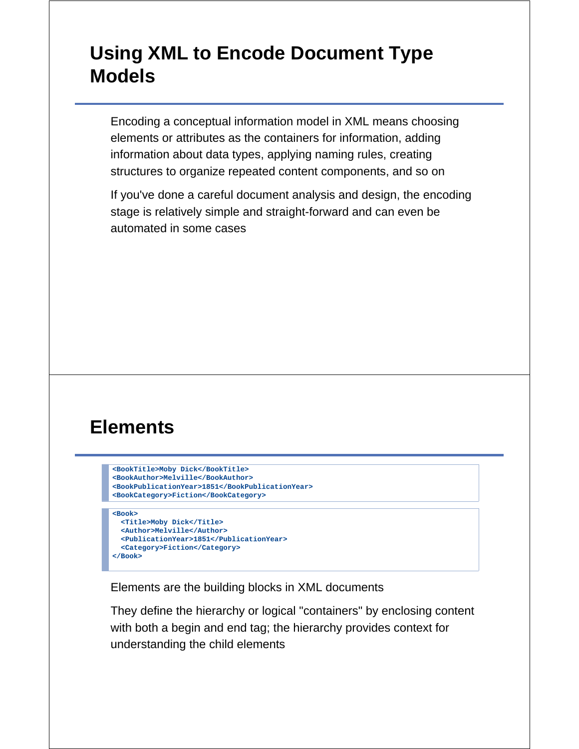# Using XML to Encode Document Type Models

Encoding a conceptual information model in XML means choosing elements or attributes as the containers for information, adding information about data types, applying naming rules, creating structures to organize repeated content components, and so on

If you've done a careful document analysis and design, the encoding stage is relatively simple and straight-forward and can even be automated in some cases

# Elements

```
<BookTitle>Moby Dick</BookTitle>
<BookAuthor>Melville</BookAuthor>
<BookPublicationYear>1851</BookPublicationYear>
<BookCategory>Fiction</BookCategory>
```

```
<Book>
  <Title>Moby Dick</Title>
  <Author>Melville</Author>
  <PublicationYear>1851</PublicationYear>
  <Category>Fiction</Category>
</Book>
```

Elements are the building blocks in XML documents

They define the hierarchy or logical "containers" by enclosing content with both a begin and end tag; the hierarchy provides context for understanding the child elements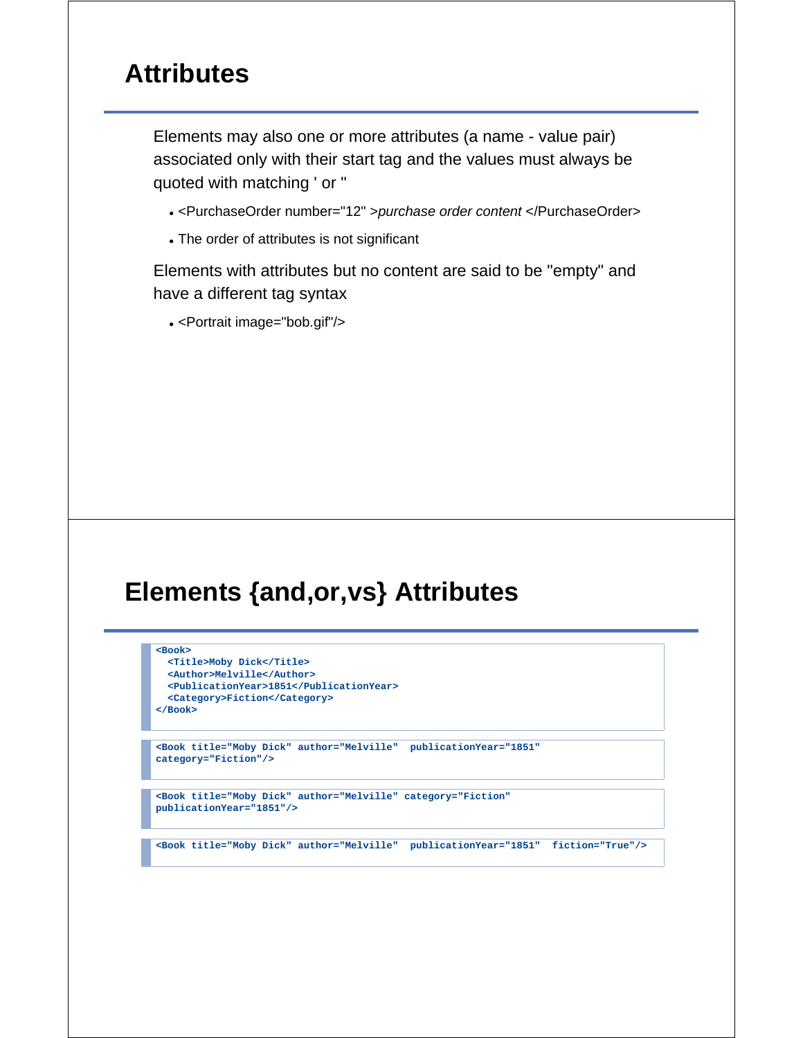## Attributes

Elements may also one or more attributes (a name - value pair) associated only with their start tag and the values must always be quoted with matching ' or "

- <PurchaseOrder number="12" >*purchase order content* </PurchaseOrder>
- The order of attributes is not significant

Elements with attributes but no content are said to be "empty" and have a different tag syntax

- <Portrait image="bob.gif"/>

## Elements {and,or,vs} Attributes

```
<Book>
  <Title>Moby Dick</Title>
  <Author>Melville</Author>
  <PublicationYear>1851</PublicationYear>
  <Category>Fiction</Category>
</Book>
```

```
<Book title="Moby Dick" author="Melville"  publicationYear="1851"
category="Fiction"/>
```

```
<Book title="Moby Dick" author="Melville" category="Fiction"
publicationYear="1851"/>
```

```
<Book title="Moby Dick" author="Melville"  publicationYear="1851"  fiction="True"/>
```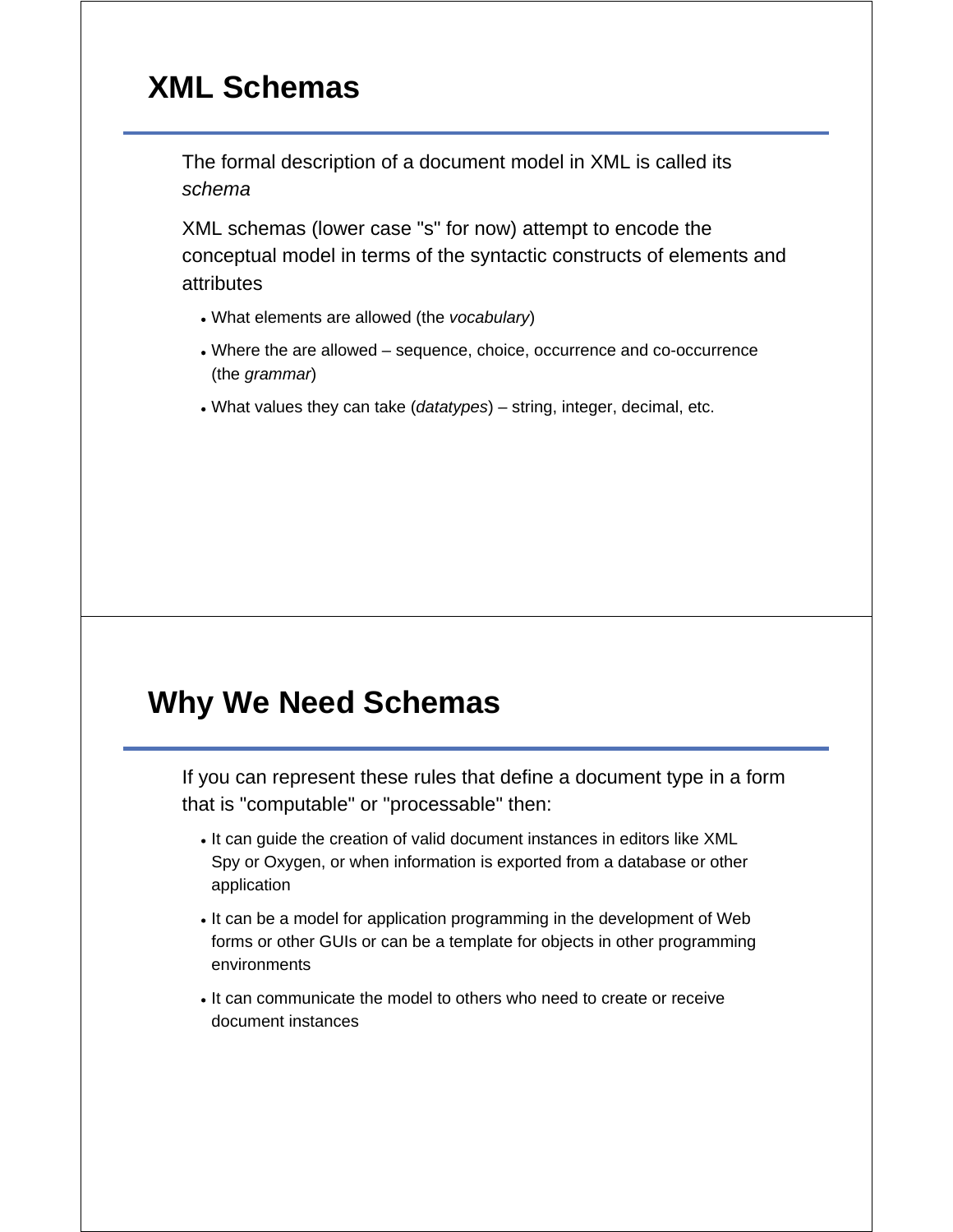## XML Schemas

The formal description of a document model in XML is called its *schema*

XML schemas (lower case "s" for now) attempt to encode the conceptual model in terms of the syntactic constructs of elements and attributes

- What elements are allowed (the *vocabulary*)
- Where the are allowed – sequence, choice, occurrence and co-occurrence (the *grammar*)
- What values they can take (*datatypes*) – string, integer, decimal, etc.

## Why We Need Schemas

If you can represent these rules that define a document type in a form that is "computable" or "processable" then:

- It can guide the creation of valid document instances in editors like XML Spy or Oxygen, or when information is exported from a database or other application
- It can be a model for application programming in the development of Web forms or other GUIs or can be a template for objects in other programming environments
- It can communicate the model to others who need to create or receive document instances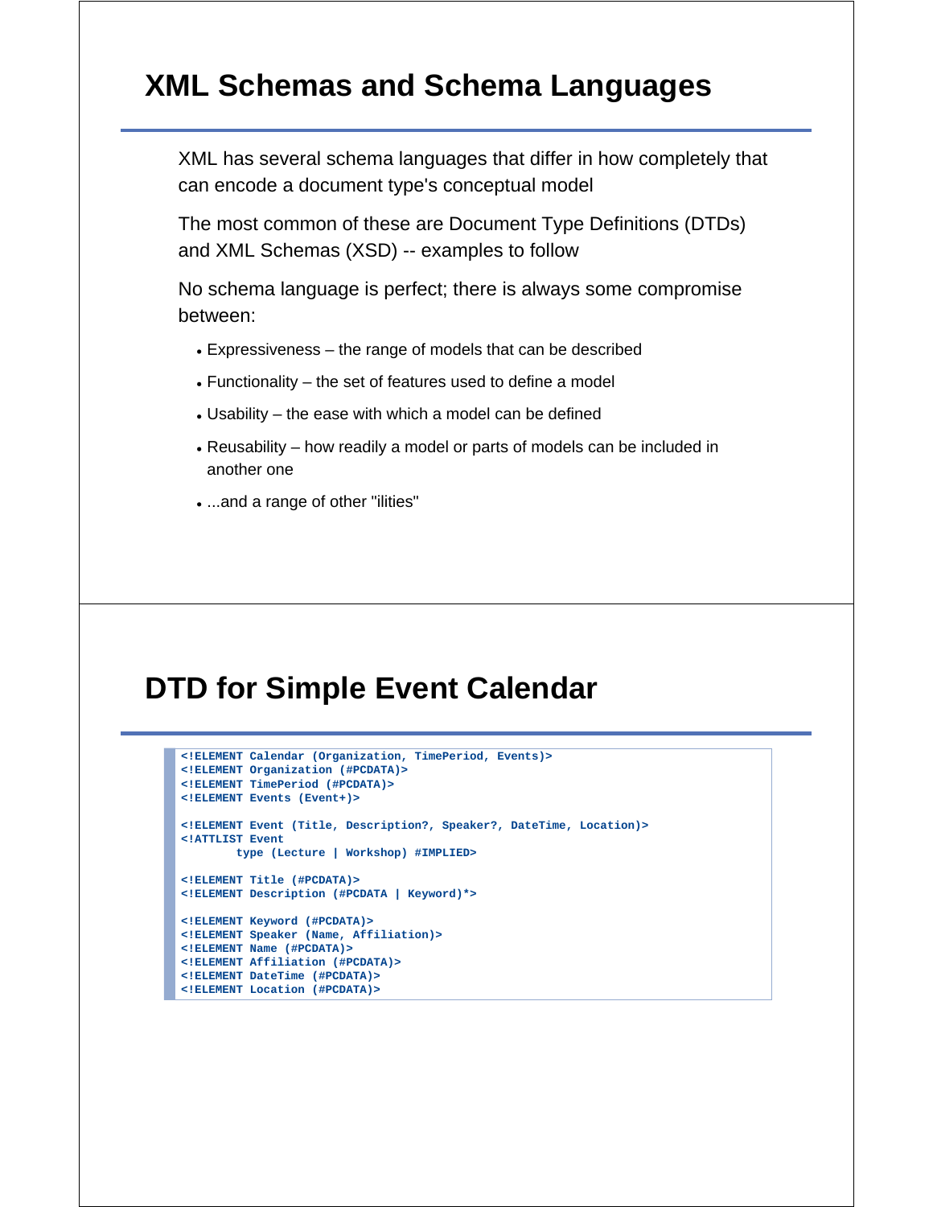# XML Schemas and Schema Languages

XML has several schema languages that differ in how completely that can encode a document type's conceptual model

The most common of these are Document Type Definitions (DTDs) and XML Schemas (XSD) -- examples to follow

No schema language is perfect; there is always some compromise between:

- Expressiveness – the range of models that can be described
- Functionality – the set of features used to define a model
- Usability – the ease with which a model can be defined
- Reusability – how readily a model or parts of models can be included in another one
- ...and a range of other "ilities"

# DTD for Simple Event Calendar

```
<!ELEMENT Calendar (Organization, TimePeriod, Events)>
<!ELEMENT Organization (#PCDATA)>
<!ELEMENT TimePeriod (#PCDATA)>
<!ELEMENT Events (Event+)>

<!ELEMENT Event (Title, Description?, Speaker?, DateTime, Location)>
<!ATTLIST Event
        type (Lecture | Workshop) #IMPLIED>

<!ELEMENT Title (#PCDATA)>
<!ELEMENT Description (#PCDATA | Keyword)*>

<!ELEMENT Keyword (#PCDATA)>
<!ELEMENT Speaker (Name, Affiliation)>
<!ELEMENT Name (#PCDATA)>
<!ELEMENT Affiliation (#PCDATA)>
<!ELEMENT DateTime (#PCDATA)>
<!ELEMENT Location (#PCDATA)>
```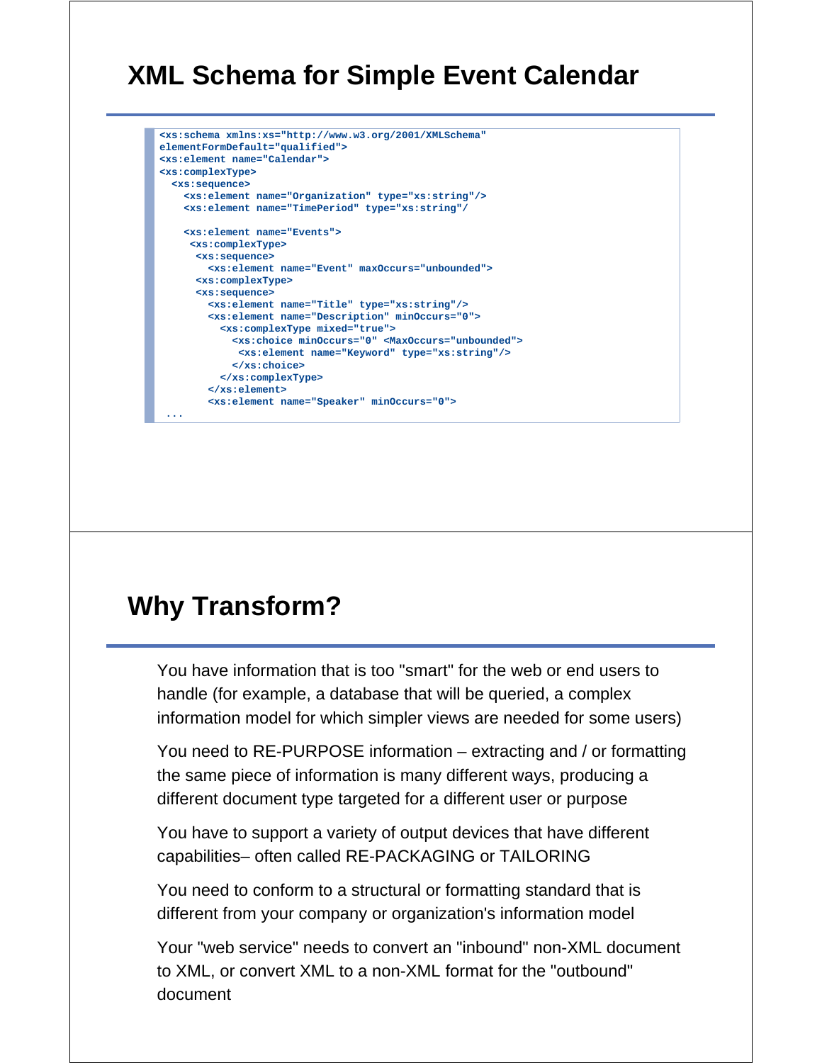# XML Schema for Simple Event Calendar

```
<xs:schema xmlns:xs="http://www.w3.org/2001/XMLSchema"
elementFormDefault="qualified">
<xs:element name="Calendar">
<xs:complexType>
  <xs:sequence>
    <xs:element name="Organization" type="xs:string"/>
    <xs:element name="TimePeriod" type="xs:string"/

    <xs:element name="Events">
     <xs:complexType>
      <xs:sequence>
        <xs:element name="Event" maxOccurs="unbounded">
      <xs:complexType>
      <xs:sequence>
        <xs:element name="Title" type="xs:string"/>
        <xs:element name="Description" minOccurs="0">
          <xs:complexType mixed="true">
            <xs:choice minOccurs="0" <MaxOccurs="unbounded">
             <xs:element name="Keyword" type="xs:string"/>
            </xs:choice>
          </xs:complexType>
        </xs:element>
        <xs:element name="Speaker" minOccurs="0">
 ...
```

# Why Transform?

You have information that is too "smart" for the web or end users to handle (for example, a database that will be queried, a complex information model for which simpler views are needed for some users)

You need to RE-PURPOSE information – extracting and / or formatting the same piece of information is many different ways, producing a different document type targeted for a different user or purpose

You have to support a variety of output devices that have different capabilities– often called RE-PACKAGING or TAILORING

You need to conform to a structural or formatting standard that is different from your company or organization's information model

Your "web service" needs to convert an "inbound" non-XML document to XML, or convert XML to a non-XML format for the "outbound" document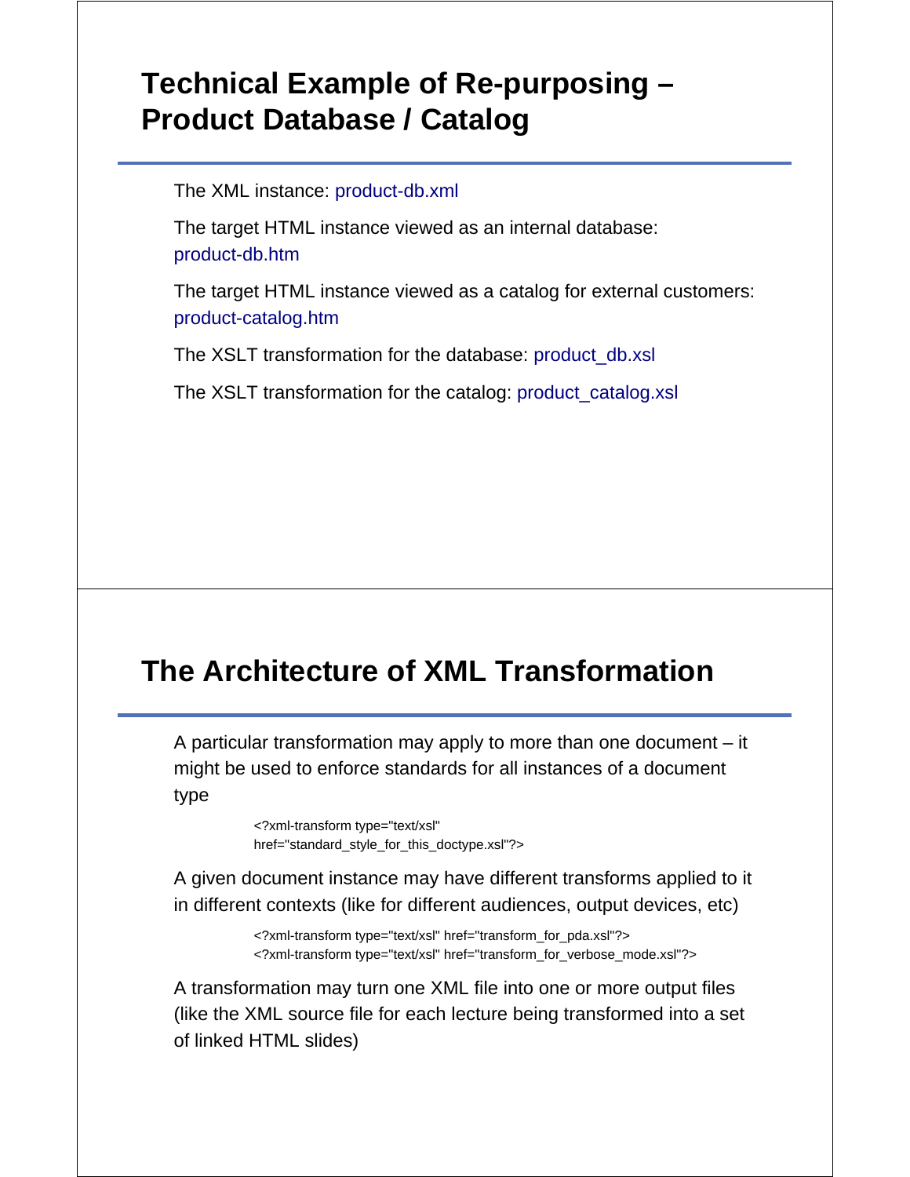## Technical Example of Re-purposing – Product Database / Catalog

The XML instance: product-db.xml

The target HTML instance viewed as an internal database: product-db.htm

The target HTML instance viewed as a catalog for external customers: product-catalog.htm

The XSLT transformation for the database: product_db.xsl

The XSLT transformation for the catalog: product_catalog.xsl

## The Architecture of XML Transformation

A particular transformation may apply to more than one document – it might be used to enforce standards for all instances of a document type

```
<?xml-transform type="text/xsl"
href="standard_style_for_this_doctype.xsl"?>
```

A given document instance may have different transforms applied to it in different contexts (like for different audiences, output devices, etc)

```
<?xml-transform type="text/xsl" href="transform_for_pda.xsl"?>
<?xml-transform type="text/xsl" href="transform_for_verbose_mode.xsl"?>
```

A transformation may turn one XML file into one or more output files (like the XML source file for each lecture being transformed into a set of linked HTML slides)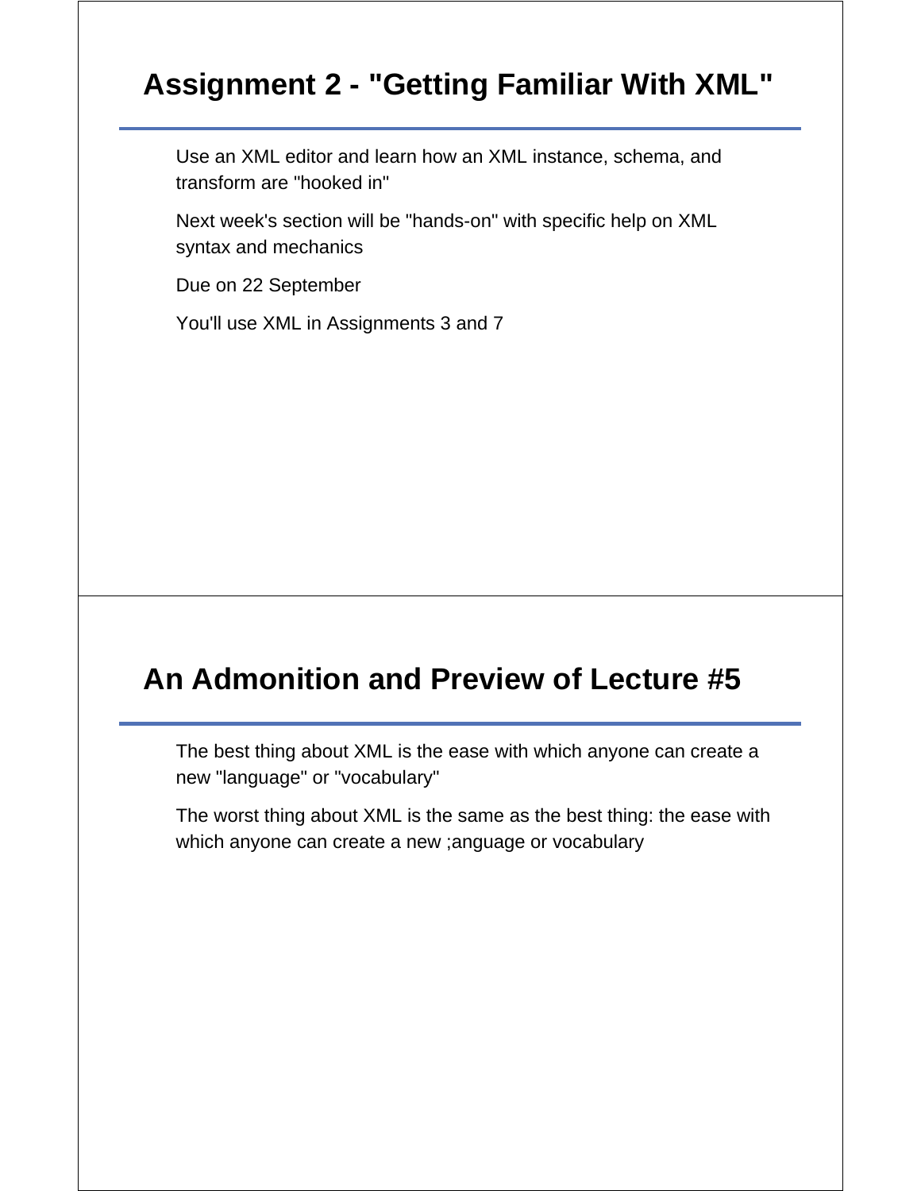## Assignment 2 - "Getting Familiar With XML"

Use an XML editor and learn how an XML instance, schema, and transform are "hooked in"

Next week's section will be "hands-on" with specific help on XML syntax and mechanics

Due on 22 September

You'll use XML in Assignments 3 and 7

## An Admonition and Preview of Lecture #5

The best thing about XML is the ease with which anyone can create a new "language" or "vocabulary"

The worst thing about XML is the same as the best thing: the ease with which anyone can create a new ;anguage or vocabulary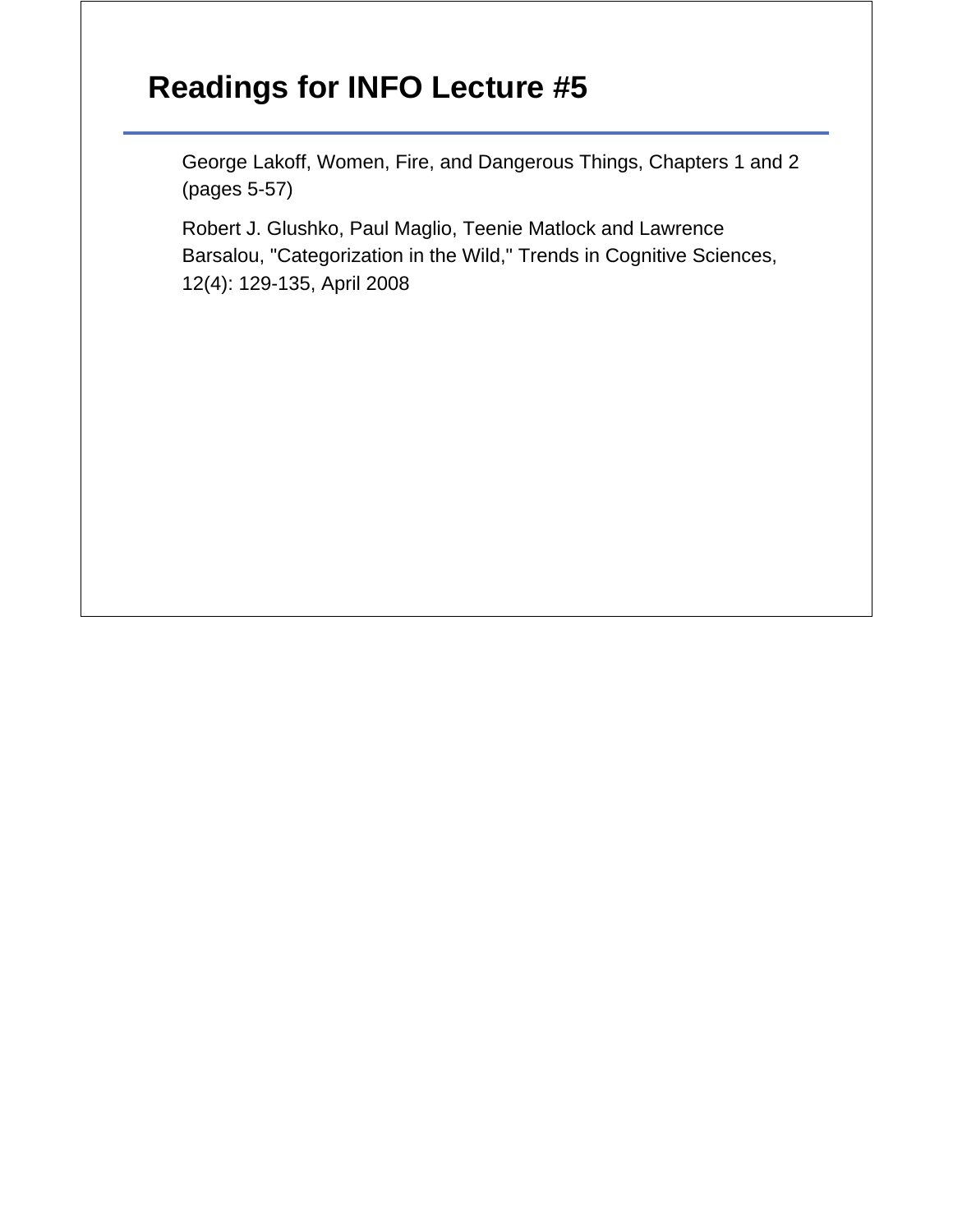# Readings for INFO Lecture #5

George Lakoff, Women, Fire, and Dangerous Things, Chapters 1 and 2 (pages 5-57)

Robert J. Glushko, Paul Maglio, Teenie Matlock and Lawrence Barsalou, "Categorization in the Wild," Trends in Cognitive Sciences, 12(4): 129-135, April 2008